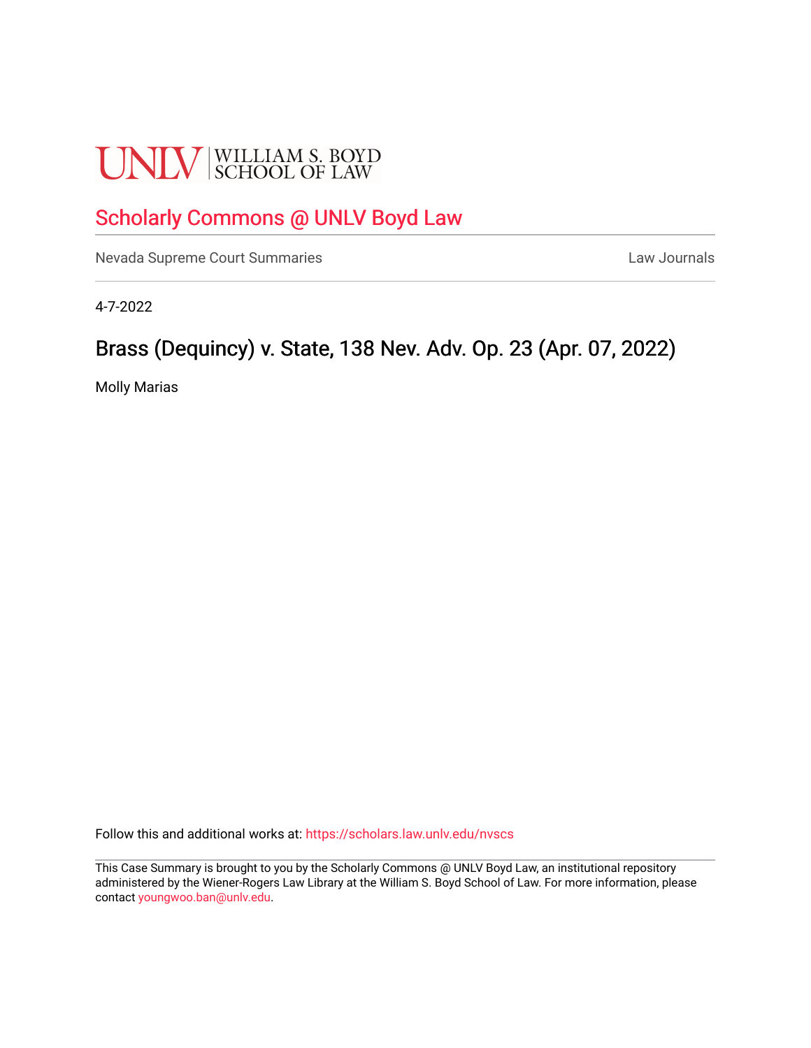UNLV | WILLIAM S. BOYD SCHOOL OF LAW

## Scholarly Commons @ UNLV Boyd Law

Nevada Supreme Court Summaries — Law Journals

4-7-2022

# Brass (Dequincy) v. State, 138 Nev. Adv. Op. 23 (Apr. 07, 2022)

Molly Marias

Follow this and additional works at: https://scholars.law.unlv.edu/nvscs

This Case Summary is brought to you by the Scholarly Commons @ UNLV Boyd Law, an institutional repository administered by the Wiener-Rogers Law Library at the William S. Boyd School of Law. For more information, please contact youngwoo.ban@unlv.edu.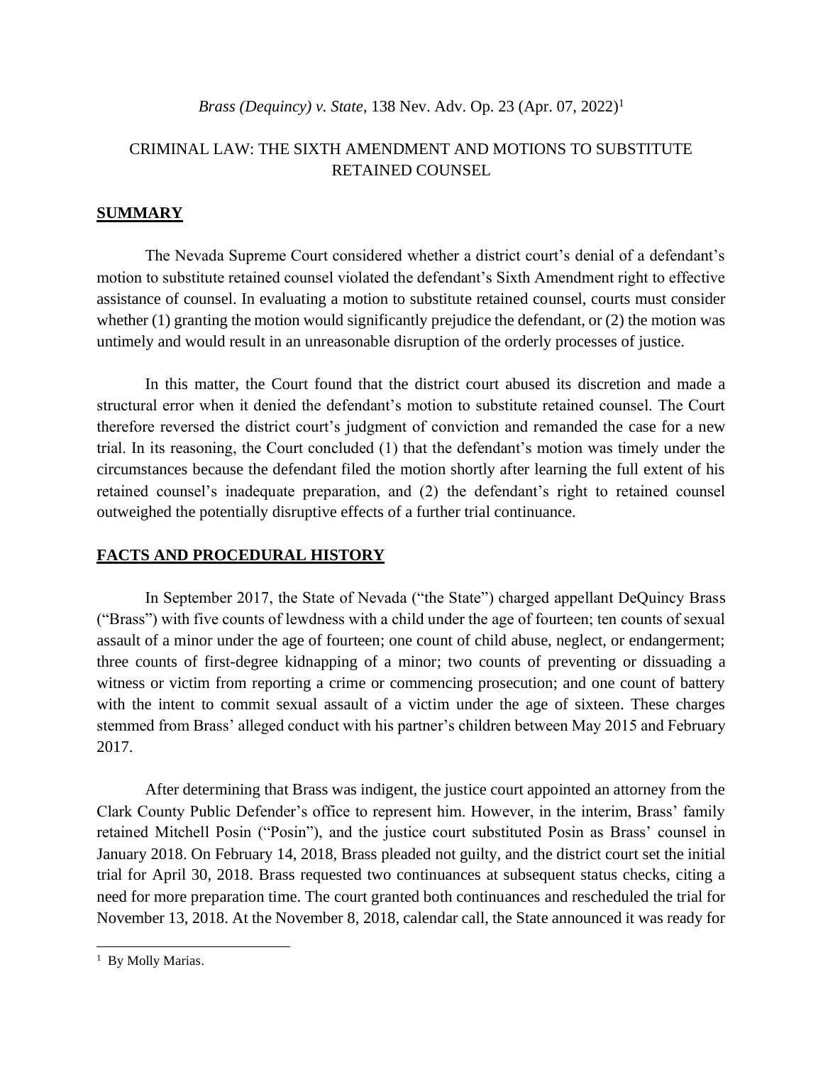*Brass (Dequincy) v. State*, 138 Nev. Adv. Op. 23 (Apr. 07, 2022)[1]

CRIMINAL LAW: THE SIXTH AMENDMENT AND MOTIONS TO SUBSTITUTE RETAINED COUNSEL

## SUMMARY

The Nevada Supreme Court considered whether a district court's denial of a defendant's motion to substitute retained counsel violated the defendant's Sixth Amendment right to effective assistance of counsel. In evaluating a motion to substitute retained counsel, courts must consider whether (1) granting the motion would significantly prejudice the defendant, or (2) the motion was untimely and would result in an unreasonable disruption of the orderly processes of justice.

In this matter, the Court found that the district court abused its discretion and made a structural error when it denied the defendant's motion to substitute retained counsel. The Court therefore reversed the district court's judgment of conviction and remanded the case for a new trial. In its reasoning, the Court concluded (1) that the defendant's motion was timely under the circumstances because the defendant filed the motion shortly after learning the full extent of his retained counsel's inadequate preparation, and (2) the defendant's right to retained counsel outweighed the potentially disruptive effects of a further trial continuance.

## FACTS AND PROCEDURAL HISTORY

In September 2017, the State of Nevada ("the State") charged appellant DeQuincy Brass ("Brass") with five counts of lewdness with a child under the age of fourteen; ten counts of sexual assault of a minor under the age of fourteen; one count of child abuse, neglect, or endangerment; three counts of first-degree kidnapping of a minor; two counts of preventing or dissuading a witness or victim from reporting a crime or commencing prosecution; and one count of battery with the intent to commit sexual assault of a victim under the age of sixteen. These charges stemmed from Brass' alleged conduct with his partner's children between May 2015 and February 2017.

After determining that Brass was indigent, the justice court appointed an attorney from the Clark County Public Defender's office to represent him. However, in the interim, Brass' family retained Mitchell Posin ("Posin"), and the justice court substituted Posin as Brass' counsel in January 2018. On February 14, 2018, Brass pleaded not guilty, and the district court set the initial trial for April 30, 2018. Brass requested two continuances at subsequent status checks, citing a need for more preparation time. The court granted both continuances and rescheduled the trial for November 13, 2018. At the November 8, 2018, calendar call, the State announced it was ready for

---

[1] By Molly Marias.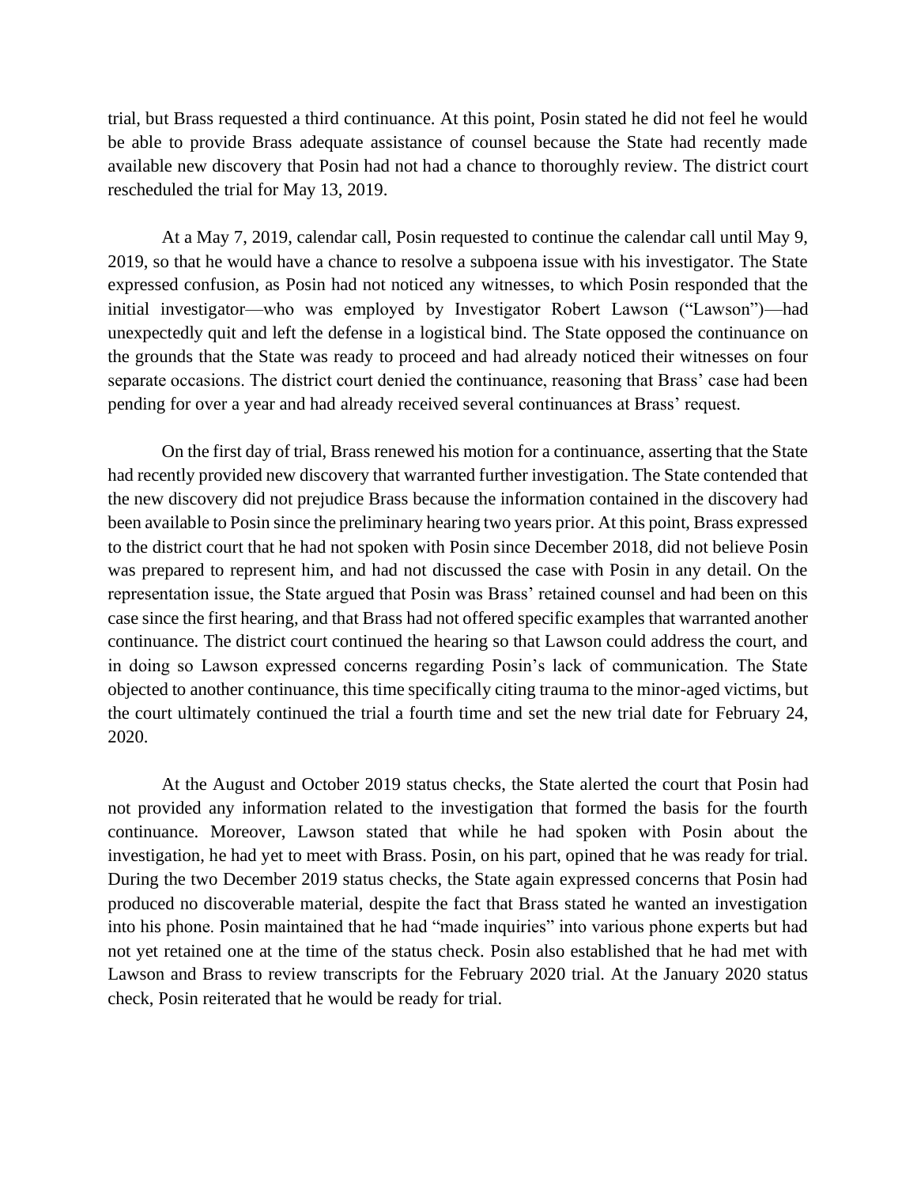trial, but Brass requested a third continuance. At this point, Posin stated he did not feel he would be able to provide Brass adequate assistance of counsel because the State had recently made available new discovery that Posin had not had a chance to thoroughly review. The district court rescheduled the trial for May 13, 2019.

At a May 7, 2019, calendar call, Posin requested to continue the calendar call until May 9, 2019, so that he would have a chance to resolve a subpoena issue with his investigator. The State expressed confusion, as Posin had not noticed any witnesses, to which Posin responded that the initial investigator—who was employed by Investigator Robert Lawson ("Lawson")—had unexpectedly quit and left the defense in a logistical bind. The State opposed the continuance on the grounds that the State was ready to proceed and had already noticed their witnesses on four separate occasions. The district court denied the continuance, reasoning that Brass' case had been pending for over a year and had already received several continuances at Brass' request.

On the first day of trial, Brass renewed his motion for a continuance, asserting that the State had recently provided new discovery that warranted further investigation. The State contended that the new discovery did not prejudice Brass because the information contained in the discovery had been available to Posin since the preliminary hearing two years prior. At this point, Brass expressed to the district court that he had not spoken with Posin since December 2018, did not believe Posin was prepared to represent him, and had not discussed the case with Posin in any detail. On the representation issue, the State argued that Posin was Brass' retained counsel and had been on this case since the first hearing, and that Brass had not offered specific examples that warranted another continuance. The district court continued the hearing so that Lawson could address the court, and in doing so Lawson expressed concerns regarding Posin's lack of communication. The State objected to another continuance, this time specifically citing trauma to the minor-aged victims, but the court ultimately continued the trial a fourth time and set the new trial date for February 24, 2020.

At the August and October 2019 status checks, the State alerted the court that Posin had not provided any information related to the investigation that formed the basis for the fourth continuance. Moreover, Lawson stated that while he had spoken with Posin about the investigation, he had yet to meet with Brass. Posin, on his part, opined that he was ready for trial. During the two December 2019 status checks, the State again expressed concerns that Posin had produced no discoverable material, despite the fact that Brass stated he wanted an investigation into his phone. Posin maintained that he had "made inquiries" into various phone experts but had not yet retained one at the time of the status check. Posin also established that he had met with Lawson and Brass to review transcripts for the February 2020 trial. At the January 2020 status check, Posin reiterated that he would be ready for trial.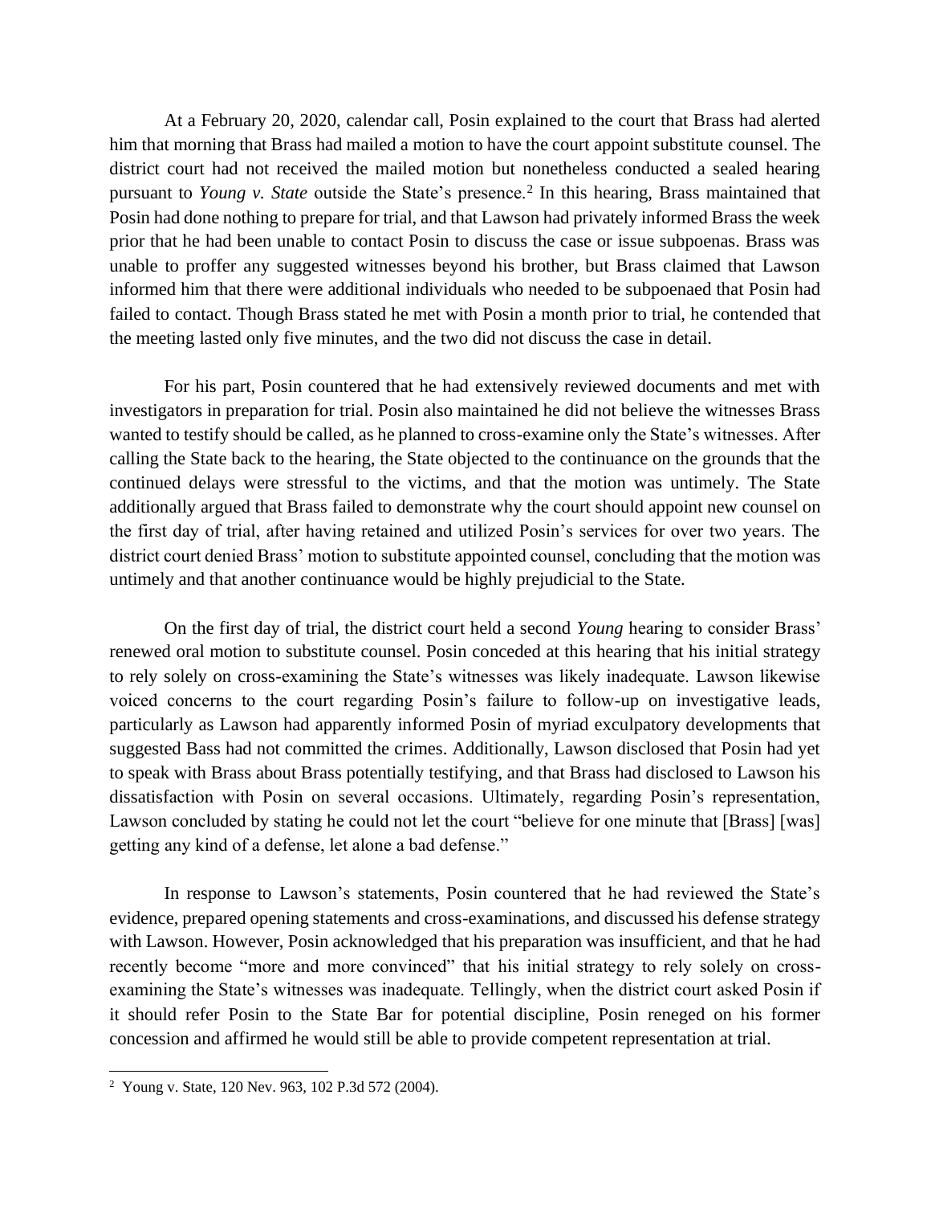At a February 20, 2020, calendar call, Posin explained to the court that Brass had alerted him that morning that Brass had mailed a motion to have the court appoint substitute counsel. The district court had not received the mailed motion but nonetheless conducted a sealed hearing pursuant to *Young v. State* outside the State's presence.[2] In this hearing, Brass maintained that Posin had done nothing to prepare for trial, and that Lawson had privately informed Brass the week prior that he had been unable to contact Posin to discuss the case or issue subpoenas. Brass was unable to proffer any suggested witnesses beyond his brother, but Brass claimed that Lawson informed him that there were additional individuals who needed to be subpoenaed that Posin had failed to contact. Though Brass stated he met with Posin a month prior to trial, he contended that the meeting lasted only five minutes, and the two did not discuss the case in detail.

For his part, Posin countered that he had extensively reviewed documents and met with investigators in preparation for trial. Posin also maintained he did not believe the witnesses Brass wanted to testify should be called, as he planned to cross-examine only the State's witnesses. After calling the State back to the hearing, the State objected to the continuance on the grounds that the continued delays were stressful to the victims, and that the motion was untimely. The State additionally argued that Brass failed to demonstrate why the court should appoint new counsel on the first day of trial, after having retained and utilized Posin's services for over two years. The district court denied Brass' motion to substitute appointed counsel, concluding that the motion was untimely and that another continuance would be highly prejudicial to the State.

On the first day of trial, the district court held a second *Young* hearing to consider Brass' renewed oral motion to substitute counsel. Posin conceded at this hearing that his initial strategy to rely solely on cross-examining the State's witnesses was likely inadequate. Lawson likewise voiced concerns to the court regarding Posin's failure to follow-up on investigative leads, particularly as Lawson had apparently informed Posin of myriad exculpatory developments that suggested Bass had not committed the crimes. Additionally, Lawson disclosed that Posin had yet to speak with Brass about Brass potentially testifying, and that Brass had disclosed to Lawson his dissatisfaction with Posin on several occasions. Ultimately, regarding Posin's representation, Lawson concluded by stating he could not let the court "believe for one minute that [Brass] [was] getting any kind of a defense, let alone a bad defense."

In response to Lawson's statements, Posin countered that he had reviewed the State's evidence, prepared opening statements and cross-examinations, and discussed his defense strategy with Lawson. However, Posin acknowledged that his preparation was insufficient, and that he had recently become "more and more convinced" that his initial strategy to rely solely on cross-examining the State's witnesses was inadequate. Tellingly, when the district court asked Posin if it should refer Posin to the State Bar for potential discipline, Posin reneged on his former concession and affirmed he would still be able to provide competent representation at trial.

---

[2] Young v. State, 120 Nev. 963, 102 P.3d 572 (2004).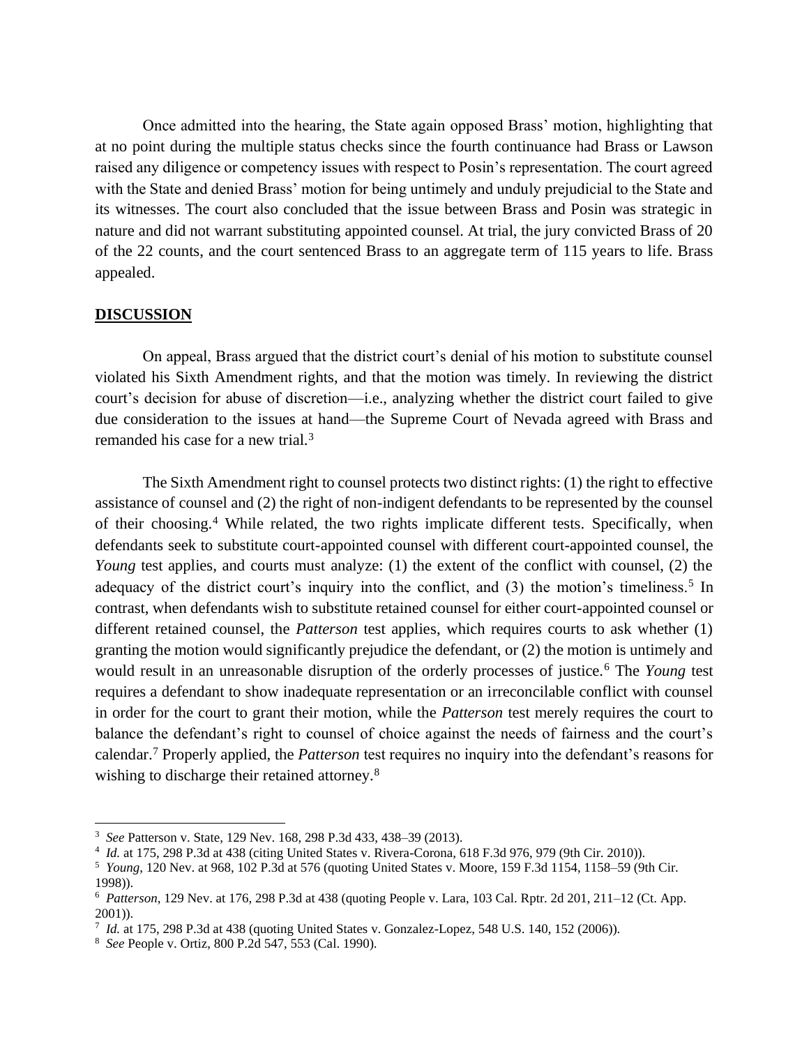Once admitted into the hearing, the State again opposed Brass' motion, highlighting that at no point during the multiple status checks since the fourth continuance had Brass or Lawson raised any diligence or competency issues with respect to Posin's representation. The court agreed with the State and denied Brass' motion for being untimely and unduly prejudicial to the State and its witnesses. The court also concluded that the issue between Brass and Posin was strategic in nature and did not warrant substituting appointed counsel. At trial, the jury convicted Brass of 20 of the 22 counts, and the court sentenced Brass to an aggregate term of 115 years to life. Brass appealed.

## **DISCUSSION**

On appeal, Brass argued that the district court's denial of his motion to substitute counsel violated his Sixth Amendment rights, and that the motion was timely. In reviewing the district court's decision for abuse of discretion—i.e., analyzing whether the district court failed to give due consideration to the issues at hand—the Supreme Court of Nevada agreed with Brass and remanded his case for a new trial.[3]

The Sixth Amendment right to counsel protects two distinct rights: (1) the right to effective assistance of counsel and (2) the right of non-indigent defendants to be represented by the counsel of their choosing.[4] While related, the two rights implicate different tests. Specifically, when defendants seek to substitute court-appointed counsel with different court-appointed counsel, the *Young* test applies, and courts must analyze: (1) the extent of the conflict with counsel, (2) the adequacy of the district court's inquiry into the conflict, and (3) the motion's timeliness.[5] In contrast, when defendants wish to substitute retained counsel for either court-appointed counsel or different retained counsel, the *Patterson* test applies, which requires courts to ask whether (1) granting the motion would significantly prejudice the defendant, or (2) the motion is untimely and would result in an unreasonable disruption of the orderly processes of justice.[6] The *Young* test requires a defendant to show inadequate representation or an irreconcilable conflict with counsel in order for the court to grant their motion, while the *Patterson* test merely requires the court to balance the defendant's right to counsel of choice against the needs of fairness and the court's calendar.[7] Properly applied, the *Patterson* test requires no inquiry into the defendant's reasons for wishing to discharge their retained attorney.[8]

---

[3] *See* Patterson v. State, 129 Nev. 168, 298 P.3d 433, 438–39 (2013).

[4] *Id.* at 175, 298 P.3d at 438 (citing United States v. Rivera-Corona, 618 F.3d 976, 979 (9th Cir. 2010)).

[5] *Young*, 120 Nev. at 968, 102 P.3d at 576 (quoting United States v. Moore, 159 F.3d 1154, 1158–59 (9th Cir. 1998)).

[6] *Patterson*, 129 Nev. at 176, 298 P.3d at 438 (quoting People v. Lara, 103 Cal. Rptr. 2d 201, 211–12 (Ct. App. 2001)).

[7] *Id.* at 175, 298 P.3d at 438 (quoting United States v. Gonzalez-Lopez, 548 U.S. 140, 152 (2006)).

[8] *See* People v. Ortiz, 800 P.2d 547, 553 (Cal. 1990).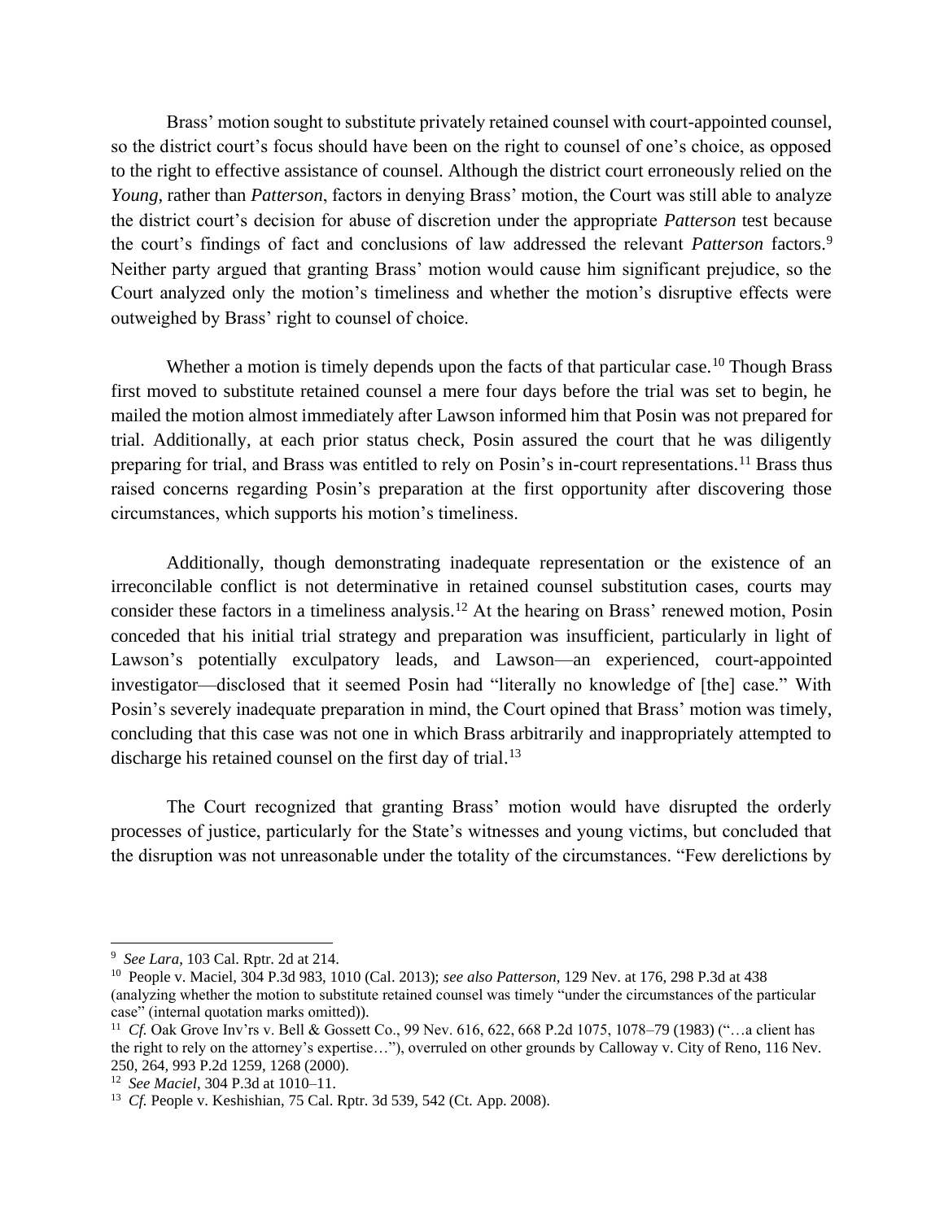Brass' motion sought to substitute privately retained counsel with court-appointed counsel, so the district court's focus should have been on the right to counsel of one's choice, as opposed to the right to effective assistance of counsel. Although the district court erroneously relied on the *Young*, rather than *Patterson*, factors in denying Brass' motion, the Court was still able to analyze the district court's decision for abuse of discretion under the appropriate *Patterson* test because the court's findings of fact and conclusions of law addressed the relevant *Patterson* factors.[9] Neither party argued that granting Brass' motion would cause him significant prejudice, so the Court analyzed only the motion's timeliness and whether the motion's disruptive effects were outweighed by Brass' right to counsel of choice.

Whether a motion is timely depends upon the facts of that particular case.[10] Though Brass first moved to substitute retained counsel a mere four days before the trial was set to begin, he mailed the motion almost immediately after Lawson informed him that Posin was not prepared for trial. Additionally, at each prior status check, Posin assured the court that he was diligently preparing for trial, and Brass was entitled to rely on Posin's in-court representations.[11] Brass thus raised concerns regarding Posin's preparation at the first opportunity after discovering those circumstances, which supports his motion's timeliness.

Additionally, though demonstrating inadequate representation or the existence of an irreconcilable conflict is not determinative in retained counsel substitution cases, courts may consider these factors in a timeliness analysis.[12] At the hearing on Brass' renewed motion, Posin conceded that his initial trial strategy and preparation was insufficient, particularly in light of Lawson's potentially exculpatory leads, and Lawson—an experienced, court-appointed investigator—disclosed that it seemed Posin had "literally no knowledge of [the] case." With Posin's severely inadequate preparation in mind, the Court opined that Brass' motion was timely, concluding that this case was not one in which Brass arbitrarily and inappropriately attempted to discharge his retained counsel on the first day of trial.[13]

The Court recognized that granting Brass' motion would have disrupted the orderly processes of justice, particularly for the State's witnesses and young victims, but concluded that the disruption was not unreasonable under the totality of the circumstances. "Few derelictions by

---

[9] *See Lara*, 103 Cal. Rptr. 2d at 214.

[10] People v. Maciel, 304 P.3d 983, 1010 (Cal. 2013); *see also Patterson*, 129 Nev. at 176, 298 P.3d at 438 (analyzing whether the motion to substitute retained counsel was timely "under the circumstances of the particular case" (internal quotation marks omitted)).

[11] *Cf.* Oak Grove Inv'rs v. Bell & Gossett Co., 99 Nev. 616, 622, 668 P.2d 1075, 1078–79 (1983) ("…a client has the right to rely on the attorney's expertise…"), overruled on other grounds by Calloway v. City of Reno, 116 Nev. 250, 264, 993 P.2d 1259, 1268 (2000).

[12] *See Maciel*, 304 P.3d at 1010–11.

[13] *Cf.* People v. Keshishian, 75 Cal. Rptr. 3d 539, 542 (Ct. App. 2008).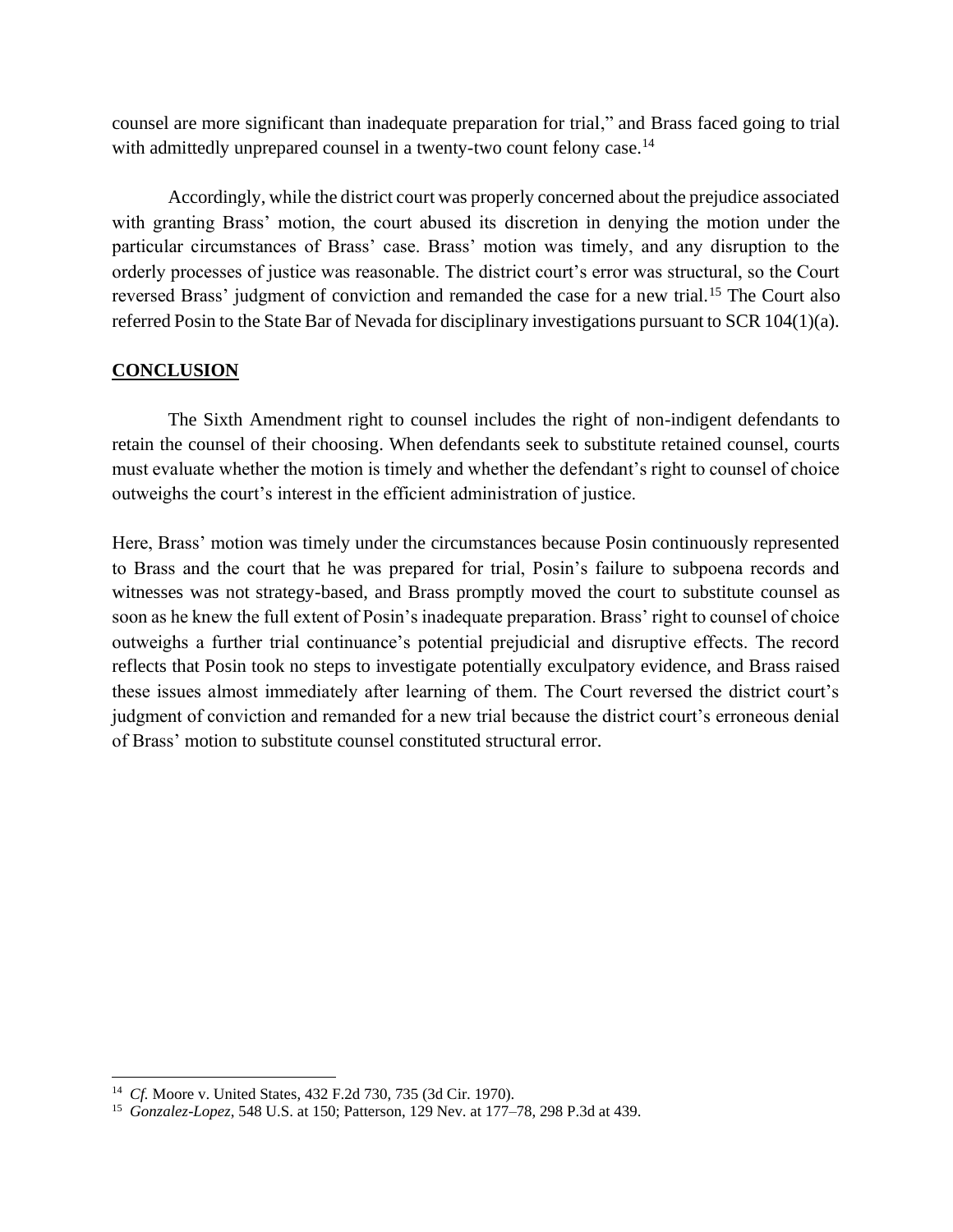counsel are more significant than inadequate preparation for trial," and Brass faced going to trial with admittedly unprepared counsel in a twenty-two count felony case.[14]

Accordingly, while the district court was properly concerned about the prejudice associated with granting Brass' motion, the court abused its discretion in denying the motion under the particular circumstances of Brass' case. Brass' motion was timely, and any disruption to the orderly processes of justice was reasonable. The district court's error was structural, so the Court reversed Brass' judgment of conviction and remanded the case for a new trial.[15] The Court also referred Posin to the State Bar of Nevada for disciplinary investigations pursuant to SCR 104(1)(a).

## **CONCLUSION**

The Sixth Amendment right to counsel includes the right of non-indigent defendants to retain the counsel of their choosing. When defendants seek to substitute retained counsel, courts must evaluate whether the motion is timely and whether the defendant's right to counsel of choice outweighs the court's interest in the efficient administration of justice.

Here, Brass' motion was timely under the circumstances because Posin continuously represented to Brass and the court that he was prepared for trial, Posin's failure to subpoena records and witnesses was not strategy-based, and Brass promptly moved the court to substitute counsel as soon as he knew the full extent of Posin's inadequate preparation. Brass' right to counsel of choice outweighs a further trial continuance's potential prejudicial and disruptive effects. The record reflects that Posin took no steps to investigate potentially exculpatory evidence, and Brass raised these issues almost immediately after learning of them. The Court reversed the district court's judgment of conviction and remanded for a new trial because the district court's erroneous denial of Brass' motion to substitute counsel constituted structural error.

---

[14] *Cf.* Moore v. United States, 432 F.2d 730, 735 (3d Cir. 1970).

[15] *Gonzalez-Lopez*, 548 U.S. at 150; Patterson, 129 Nev. at 177–78, 298 P.3d at 439.